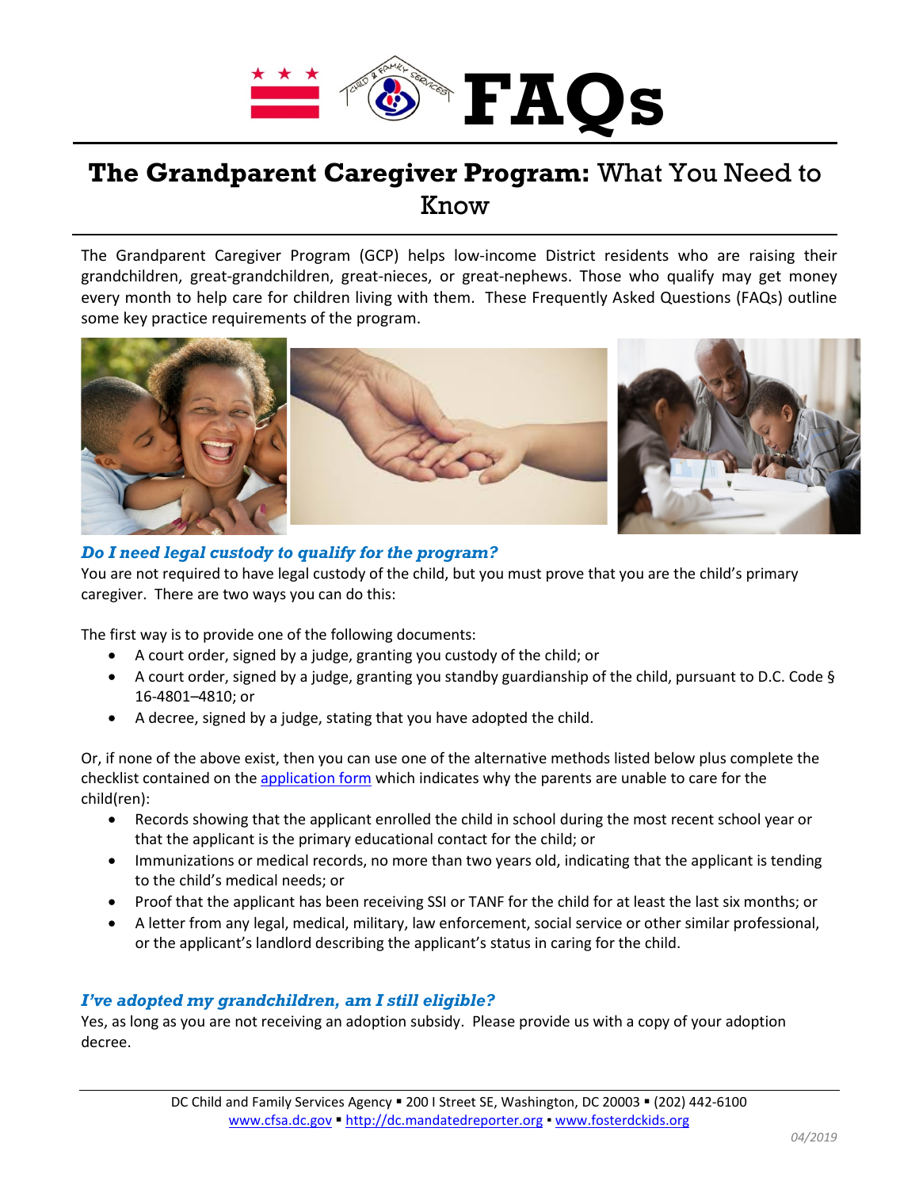# FAQs

## **The Grandparent Caregiver Program:** What You Need to Know

The Grandparent Caregiver Program (GCP) helps low-income District residents who are raising their grandchildren, great-grandchildren, great-nieces, or great-nephews. Those who qualify may get money every month to help care for children living with them. These Frequently Asked Questions (FAQs) outline some key practice requirements of the program.

### *Do I need legal custody to qualify for the program?*

You are not required to have legal custody of the child, but you must prove that you are the child's primary caregiver. There are two ways you can do this:

The first way is to provide one of the following documents:

- A court order, signed by a judge, granting you custody of the child; or
- A court order, signed by a judge, granting you standby guardianship of the child, pursuant to D.C. Code § 16-4801–4810; or
- A decree, signed by a judge, stating that you have adopted the child.

Or, if none of the above exist, then you can use one of the alternative methods listed below plus complete the checklist contained on the application form which indicates why the parents are unable to care for the child(ren):

- Records showing that the applicant enrolled the child in school during the most recent school year or that the applicant is the primary educational contact for the child; or
- Immunizations or medical records, no more than two years old, indicating that the applicant is tending to the child's medical needs; or
- Proof that the applicant has been receiving SSI or TANF for the child for at least the last six months; or
- A letter from any legal, medical, military, law enforcement, social service or other similar professional, or the applicant's landlord describing the applicant's status in caring for the child.

### *I've adopted my grandchildren, am I still eligible?*

Yes, as long as you are not receiving an adoption subsidy. Please provide us with a copy of your adoption decree.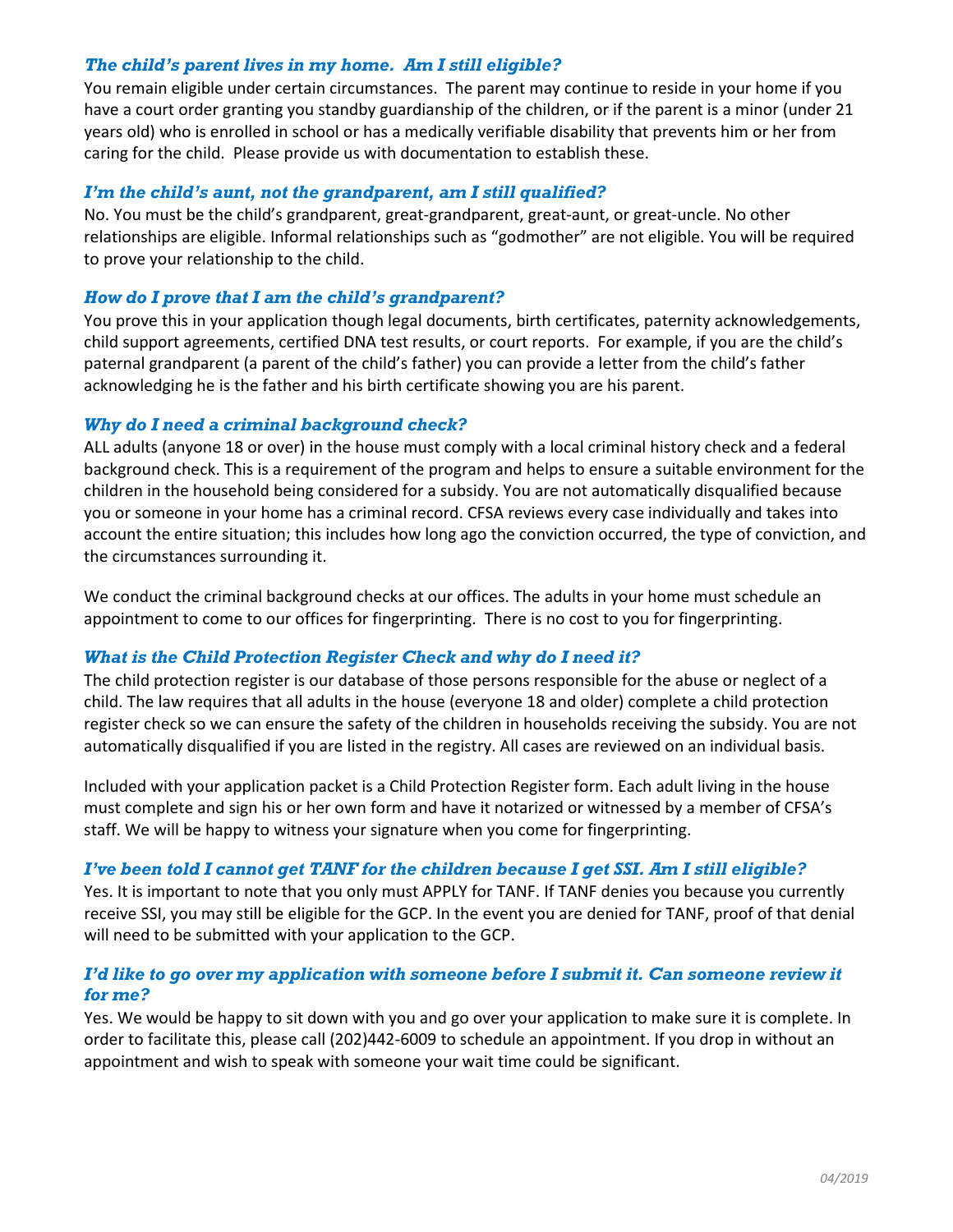### *The child's parent lives in my home. Am I still eligible?*

You remain eligible under certain circumstances. The parent may continue to reside in your home if you have a court order granting you standby guardianship of the children, or if the parent is a minor (under 21 years old) who is enrolled in school or has a medically verifiable disability that prevents him or her from caring for the child. Please provide us with documentation to establish these.

### *I'm the child's aunt, not the grandparent, am I still qualified?*

No. You must be the child's grandparent, great-grandparent, great-aunt, or great-uncle. No other relationships are eligible. Informal relationships such as "godmother" are not eligible. You will be required to prove your relationship to the child.

### *How do I prove that I am the child's grandparent?*

You prove this in your application though legal documents, birth certificates, paternity acknowledgements, child support agreements, certified DNA test results, or court reports. For example, if you are the child's paternal grandparent (a parent of the child's father) you can provide a letter from the child's father acknowledging he is the father and his birth certificate showing you are his parent.

### *Why do I need a criminal background check?*

ALL adults (anyone 18 or over) in the house must comply with a local criminal history check and a federal background check. This is a requirement of the program and helps to ensure a suitable environment for the children in the household being considered for a subsidy. You are not automatically disqualified because you or someone in your home has a criminal record. CFSA reviews every case individually and takes into account the entire situation; this includes how long ago the conviction occurred, the type of conviction, and the circumstances surrounding it.

We conduct the criminal background checks at our offices. The adults in your home must schedule an appointment to come to our offices for fingerprinting. There is no cost to you for fingerprinting.

### *What is the Child Protection Register Check and why do I need it?*

The child protection register is our database of those persons responsible for the abuse or neglect of a child. The law requires that all adults in the house (everyone 18 and older) complete a child protection register check so we can ensure the safety of the children in households receiving the subsidy. You are not automatically disqualified if you are listed in the registry. All cases are reviewed on an individual basis.

Included with your application packet is a Child Protection Register form. Each adult living in the house must complete and sign his or her own form and have it notarized or witnessed by a member of CFSA's staff. We will be happy to witness your signature when you come for fingerprinting.

### *I've been told I cannot get TANF for the children because I get SSI. Am I still eligible?*

Yes. It is important to note that you only must APPLY for TANF. If TANF denies you because you currently receive SSI, you may still be eligible for the GCP. In the event you are denied for TANF, proof of that denial will need to be submitted with your application to the GCP.

### *I'd like to go over my application with someone before I submit it. Can someone review it for me?*

Yes. We would be happy to sit down with you and go over your application to make sure it is complete. In order to facilitate this, please call (202)442-6009 to schedule an appointment. If you drop in without an appointment and wish to speak with someone your wait time could be significant.

*04/2019*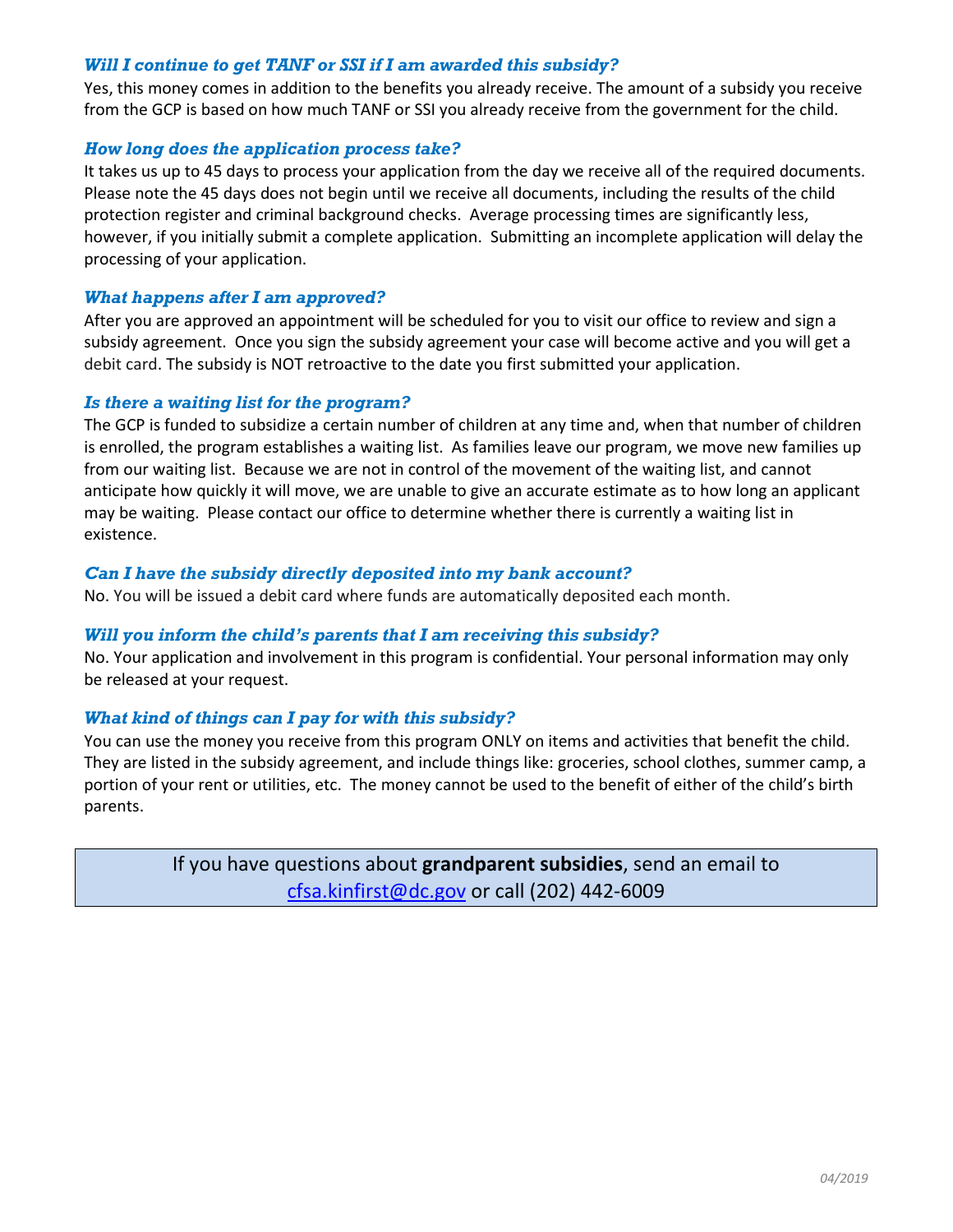### *Will I continue to get TANF or SSI if I am awarded this subsidy?*

Yes, this money comes in addition to the benefits you already receive. The amount of a subsidy you receive from the GCP is based on how much TANF or SSI you already receive from the government for the child.

### *How long does the application process take?*

It takes us up to 45 days to process your application from the day we receive all of the required documents. Please note the 45 days does not begin until we receive all documents, including the results of the child protection register and criminal background checks. Average processing times are significantly less, however, if you initially submit a complete application. Submitting an incomplete application will delay the processing of your application.

### *What happens after I am approved?*

After you are approved an appointment will be scheduled for you to visit our office to review and sign a subsidy agreement. Once you sign the subsidy agreement your case will become active and you will get a debit card. The subsidy is NOT retroactive to the date you first submitted your application.

### *Is there a waiting list for the program?*

The GCP is funded to subsidize a certain number of children at any time and, when that number of children is enrolled, the program establishes a waiting list. As families leave our program, we move new families up from our waiting list. Because we are not in control of the movement of the waiting list, and cannot anticipate how quickly it will move, we are unable to give an accurate estimate as to how long an applicant may be waiting. Please contact our office to determine whether there is currently a waiting list in existence.

### *Can I have the subsidy directly deposited into my bank account?*

No. You will be issued a debit card where funds are automatically deposited each month.

### *Will you inform the child's parents that I am receiving this subsidy?*

No. Your application and involvement in this program is confidential. Your personal information may only be released at your request.

### *What kind of things can I pay for with this subsidy?*

You can use the money you receive from this program ONLY on items and activities that benefit the child. They are listed in the subsidy agreement, and include things like: groceries, school clothes, summer camp, a portion of your rent or utilities, etc. The money cannot be used to the benefit of either of the child's birth parents.

If you have questions about **grandparent subsidies**, send an email to cfsa.kinfirst@dc.gov or call (202) 442-6009

04/2019